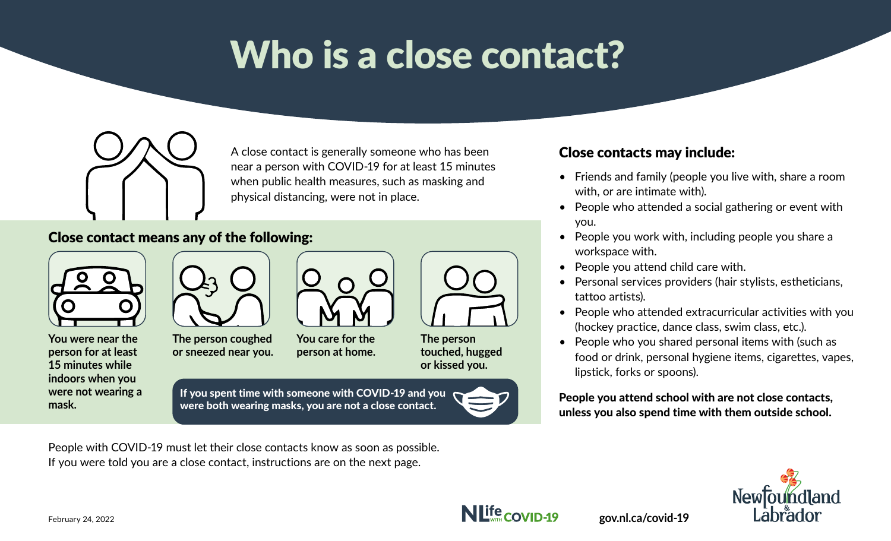# Who is a close contact?

A close contact is generally someone who has been near a person with COVID-19 for at least 15 minutes when public health measures, such as masking and physical distancing, were not in place.

## Close contact means any of the following:

- **You were near the person for at least 15 minutes while indoors when you were not wearing a mask.**
- **The person coughed or sneezed near you.**
- **You care for the person at home.**
- **The person touched, hugged or kissed you.**

**If you spent time with someone with COVID-19 and you were both wearing masks, you are not a close contact.**

## Close contacts may include:

- Friends and family (people you live with, share a room with, or are intimate with).
- People who attended a social gathering or event with you.
- People you work with, including people you share a workspace with.
- People you attend child care with.
- Personal services providers (hair stylists, estheticians, tattoo artists).
- People who attended extracurricular activities with you (hockey practice, dance class, swim class, etc.).
- People who you shared personal items with (such as food or drink, personal hygiene items, cigarettes, vapes, lipstick, forks or spoons).

**People you attend school with are not close contacts, unless you also spend time with them outside school.**

People with COVID-19 must let their close contacts know as soon as possible.
If you were told you are a close contact, instructions are on the next page.

February 24, 2022

NLife WITH COVID-19

gov.nl.ca/covid-19

Newfoundland & Labrador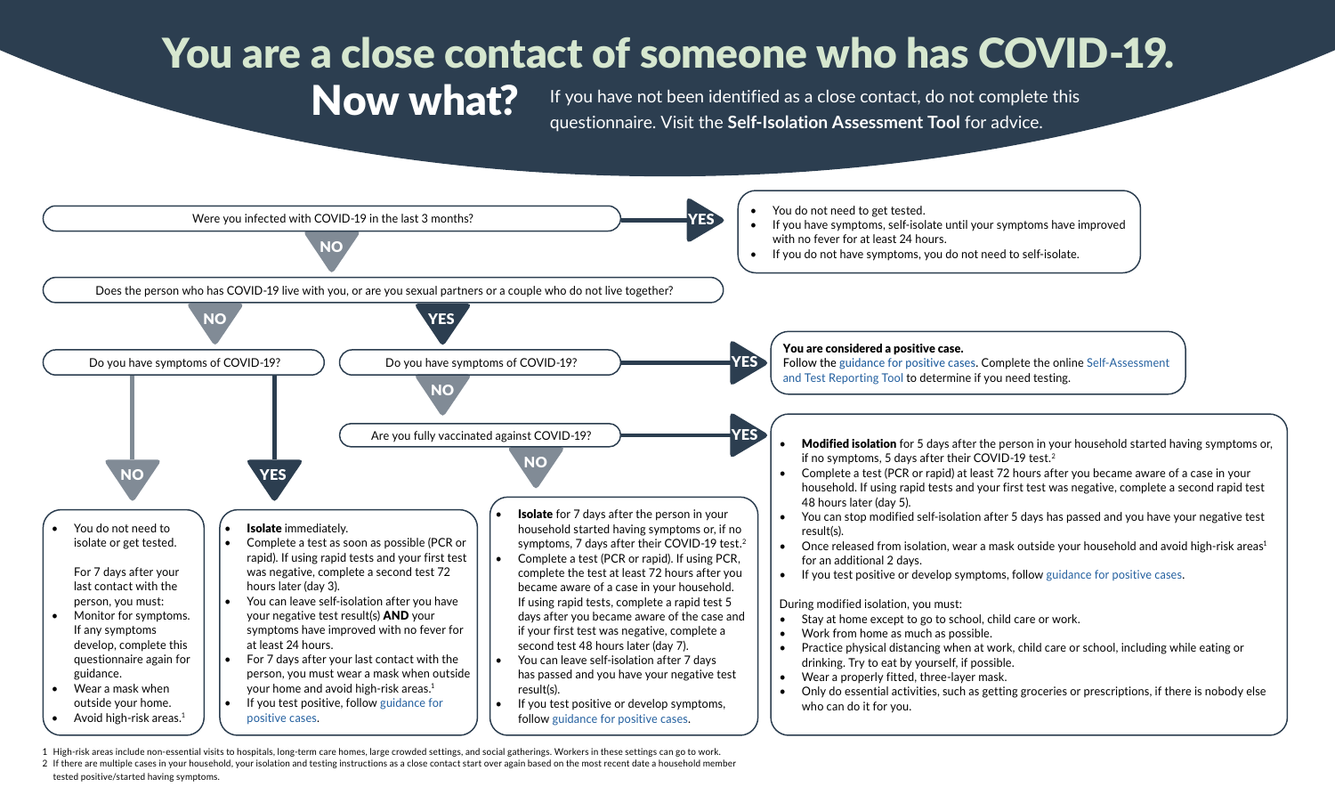# You are a close contact of someone who has COVID-19. Now what?

If you have not been identified as a close contact, do not complete this questionnaire. Visit the **Self-Isolation Assessment Tool** for advice.

**Were you infected with COVID-19 in the last 3 months?**

**YES:**

- You do not need to get tested.
- If you have symptoms, self-isolate until your symptoms have improved with no fever for at least 24 hours.
- If you do not have symptoms, you do not need to self-isolate.

**NO:**

**Does the person who has COVID-19 live with you, or are you sexual partners or a couple who do not live together?**

## NO

**Do you have symptoms of COVID-19?**

**NO:**

- You do not need to isolate or get tested.

  For 7 days after your last contact with the person, you must:
- Monitor for symptoms. If any symptoms develop, complete this questionnaire again for guidance.
- Wear a mask when outside your home.
- Avoid high-risk areas.[1]

**YES:**

- **Isolate** immediately.
- Complete a test as soon as possible (PCR or rapid). If using rapid tests and your first test was negative, complete a second test 72 hours later (day 3).
- You can leave self-isolation after you have your negative test result(s) **AND** your symptoms have improved with no fever for at least 24 hours.
- For 7 days after your last contact with the person, you must wear a mask when outside your home and avoid high-risk areas.[1]
- If you test positive, follow guidance for positive cases.

## YES

**Do you have symptoms of COVID-19?**

**YES:**

**You are considered a positive case.**
Follow the guidance for positive cases. Complete the online Self-Assessment and Test Reporting Tool to determine if you need testing.

**NO:**

**Are you fully vaccinated against COVID-19?**

**NO:**

- **Isolate** for 7 days after the person in your household started having symptoms or, if no symptoms, 7 days after their COVID-19 test.[2]
- Complete a test (PCR or rapid). If using PCR, complete the test at least 72 hours after you became aware of a case in your household. If using rapid tests, complete a rapid test 5 days after you became aware of the case and if your first test was negative, complete a second test 48 hours later (day 7).
- You can leave self-isolation after 7 days has passed and you have your negative test result(s).
- If you test positive or develop symptoms, follow guidance for positive cases.

**YES:**

- **Modified isolation** for 5 days after the person in your household started having symptoms or, if no symptoms, 5 days after their COVID-19 test.[2]
- Complete a test (PCR or rapid) at least 72 hours after you became aware of a case in your household. If using rapid tests and your first test was negative, complete a second rapid test 48 hours later (day 5).
- You can stop modified self-isolation after 5 days has passed and you have your negative test result(s).
- Once released from isolation, wear a mask outside your household and avoid high-risk areas[1] for an additional 2 days.
- If you test positive or develop symptoms, follow guidance for positive cases.

During modified isolation, you must:

- Stay at home except to go to school, child care or work.
- Work from home as much as possible.
- Practice physical distancing when at work, child care or school, including while eating or drinking. Try to eat by yourself, if possible.
- Wear a properly fitted, three-layer mask.
- Only do essential activities, such as getting groceries or prescriptions, if there is nobody else who can do it for you.

---

1 High-risk areas include non-essential visits to hospitals, long-term care homes, large crowded settings, and social gatherings. Workers in these settings can go to work.

2 If there are multiple cases in your household, your isolation and testing instructions as a close contact start over again based on the most recent date a household member tested positive/started having symptoms.